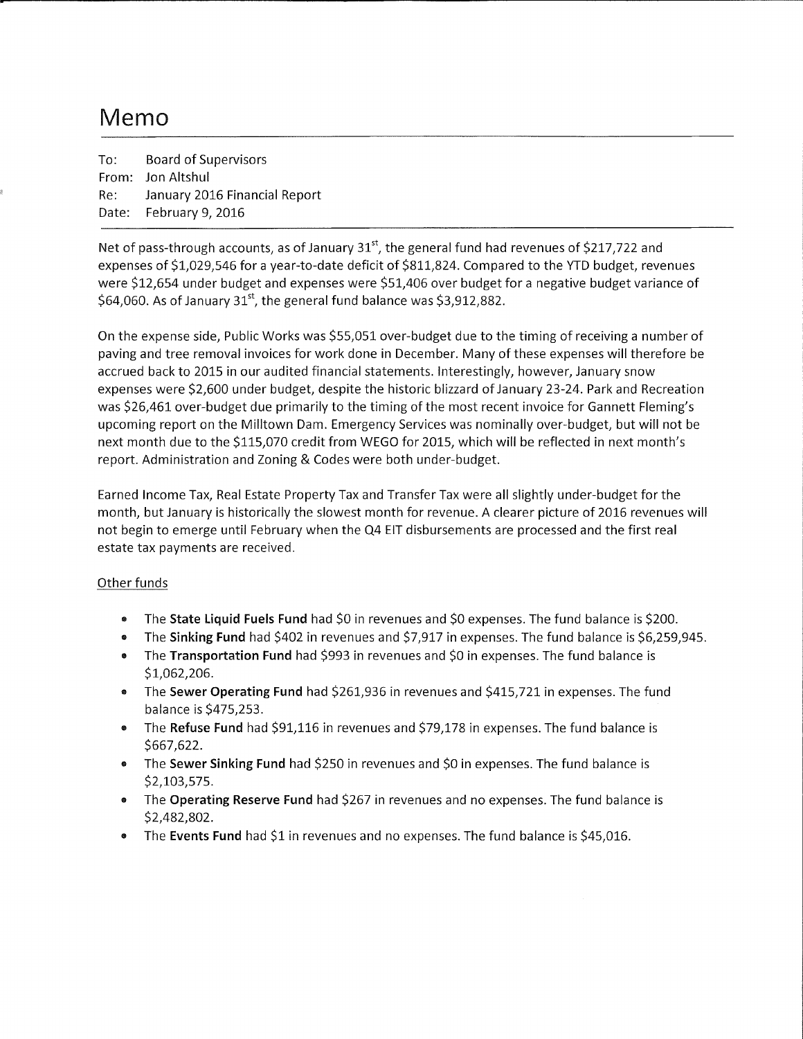# Memo

To: Board of Supervisors
From: Jon Altshul
Re: January 2016 Financial Report
Date: February 9, 2016

Net of pass-through accounts, as of January 31st, the general fund had revenues of $217,722 and expenses of $1,029,546 for a year-to-date deficit of $811,824. Compared to the YTD budget, revenues were $12,654 under budget and expenses were $51,406 over budget for a negative budget variance of $64,060. As of January 31st, the general fund balance was $3,912,882.

On the expense side, Public Works was $55,051 over-budget due to the timing of receiving a number of paving and tree removal invoices for work done in December. Many of these expenses will therefore be accrued back to 2015 in our audited financial statements. Interestingly, however, January snow expenses were $2,600 under budget, despite the historic blizzard of January 23-24. Park and Recreation was $26,461 over-budget due primarily to the timing of the most recent invoice for Gannett Fleming's upcoming report on the Milltown Dam. Emergency Services was nominally over-budget, but will not be next month due to the $115,070 credit from WEGO for 2015, which will be reflected in next month's report. Administration and Zoning & Codes were both under-budget.

Earned Income Tax, Real Estate Property Tax and Transfer Tax were all slightly under-budget for the month, but January is historically the slowest month for revenue. A clearer picture of 2016 revenues will not begin to emerge until February when the Q4 EIT disbursements are processed and the first real estate tax payments are received.

Other funds

- The **State Liquid Fuels Fund** had $0 in revenues and $0 expenses. The fund balance is $200.
- The **Sinking Fund** had $402 in revenues and $7,917 in expenses. The fund balance is $6,259,945.
- The **Transportation Fund** had $993 in revenues and $0 in expenses. The fund balance is $1,062,206.
- The **Sewer Operating Fund** had $261,936 in revenues and $415,721 in expenses. The fund balance is $475,253.
- The **Refuse Fund** had $91,116 in revenues and $79,178 in expenses. The fund balance is $667,622.
- The **Sewer Sinking Fund** had $250 in revenues and $0 in expenses. The fund balance is $2,103,575.
- The **Operating Reserve Fund** had $267 in revenues and no expenses. The fund balance is $2,482,802.
- The **Events Fund** had $1 in revenues and no expenses. The fund balance is $45,016.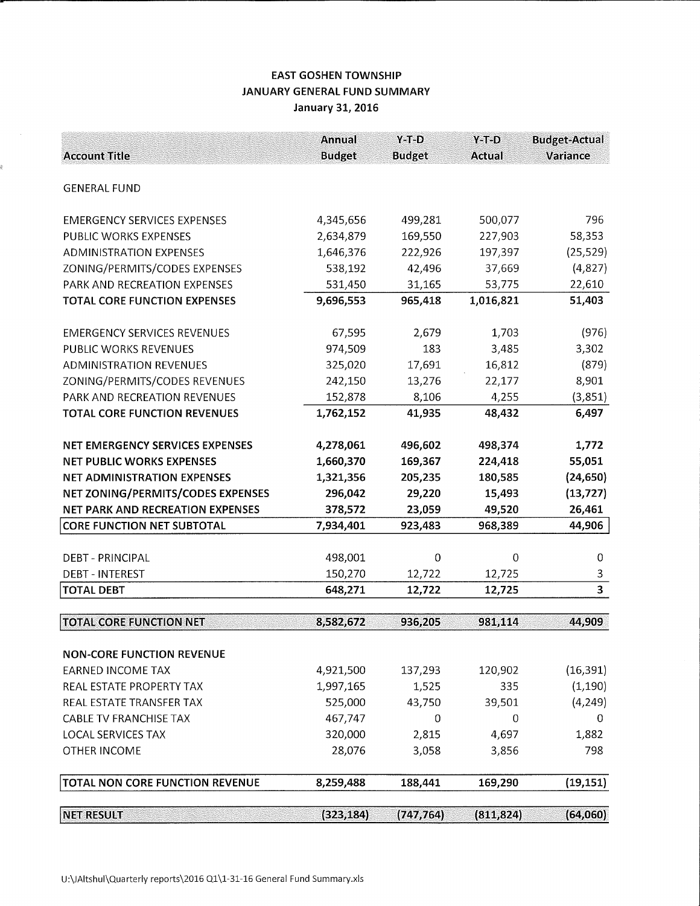# EAST GOSHEN TOWNSHIP
## JANUARY GENERAL FUND SUMMARY
### January 31, 2016

| Account Title | Annual Budget | Y-T-D Budget | Y-T-D Actual | Budget-Actual Variance |
|---|---|---|---|---|
| GENERAL FUND | | | | |
| EMERGENCY SERVICES EXPENSES | 4,345,656 | 499,281 | 500,077 | 796 |
| PUBLIC WORKS EXPENSES | 2,634,879 | 169,550 | 227,903 | 58,353 |
| ADMINISTRATION EXPENSES | 1,646,376 | 222,926 | 197,397 | (25,529) |
| ZONING/PERMITS/CODES EXPENSES | 538,192 | 42,496 | 37,669 | (4,827) |
| PARK AND RECREATION EXPENSES | 531,450 | 31,165 | 53,775 | 22,610 |
| **TOTAL CORE FUNCTION EXPENSES** | **9,696,553** | **965,418** | **1,016,821** | **51,403** |
| EMERGENCY SERVICES REVENUES | 67,595 | 2,679 | 1,703 | (976) |
| PUBLIC WORKS REVENUES | 974,509 | 183 | 3,485 | 3,302 |
| ADMINISTRATION REVENUES | 325,020 | 17,691 | 16,812 | (879) |
| ZONING/PERMITS/CODES REVENUES | 242,150 | 13,276 | 22,177 | 8,901 |
| PARK AND RECREATION REVENUES | 152,878 | 8,106 | 4,255 | (3,851) |
| **TOTAL CORE FUNCTION REVENUES** | **1,762,152** | **41,935** | **48,432** | **6,497** |
| **NET EMERGENCY SERVICES EXPENSES** | **4,278,061** | **496,602** | **498,374** | **1,772** |
| **NET PUBLIC WORKS EXPENSES** | **1,660,370** | **169,367** | **224,418** | **55,051** |
| **NET ADMINISTRATION EXPENSES** | **1,321,356** | **205,235** | **180,585** | **(24,650)** |
| **NET ZONING/PERMITS/CODES EXPENSES** | **296,042** | **29,220** | **15,493** | **(13,727)** |
| **NET PARK AND RECREATION EXPENSES** | **378,572** | **23,059** | **49,520** | **26,461** |
| **CORE FUNCTION NET SUBTOTAL** | **7,934,401** | **923,483** | **968,389** | **44,906** |
| DEBT - PRINCIPAL | 498,001 | 0 | 0 | 0 |
| DEBT - INTEREST | 150,270 | 12,722 | 12,725 | 3 |
| **TOTAL DEBT** | **648,271** | **12,722** | **12,725** | **3** |
| **TOTAL CORE FUNCTION NET** | **8,582,672** | **936,205** | **981,114** | **44,909** |
| **NON-CORE FUNCTION REVENUE** | | | | |
| EARNED INCOME TAX | 4,921,500 | 137,293 | 120,902 | (16,391) |
| REAL ESTATE PROPERTY TAX | 1,997,165 | 1,525 | 335 | (1,190) |
| REAL ESTATE TRANSFER TAX | 525,000 | 43,750 | 39,501 | (4,249) |
| CABLE TV FRANCHISE TAX | 467,747 | 0 | 0 | 0 |
| LOCAL SERVICES TAX | 320,000 | 2,815 | 4,697 | 1,882 |
| OTHER INCOME | 28,076 | 3,058 | 3,856 | 798 |
| **TOTAL NON CORE FUNCTION REVENUE** | **8,259,488** | **188,441** | **169,290** | **(19,151)** |
| **NET RESULT** | **(323,184)** | **(747,764)** | **(811,824)** | **(64,060)** |

U:\JAltshul\Quarterly reports\2016 Q1\1-31-16 General Fund Summary.xls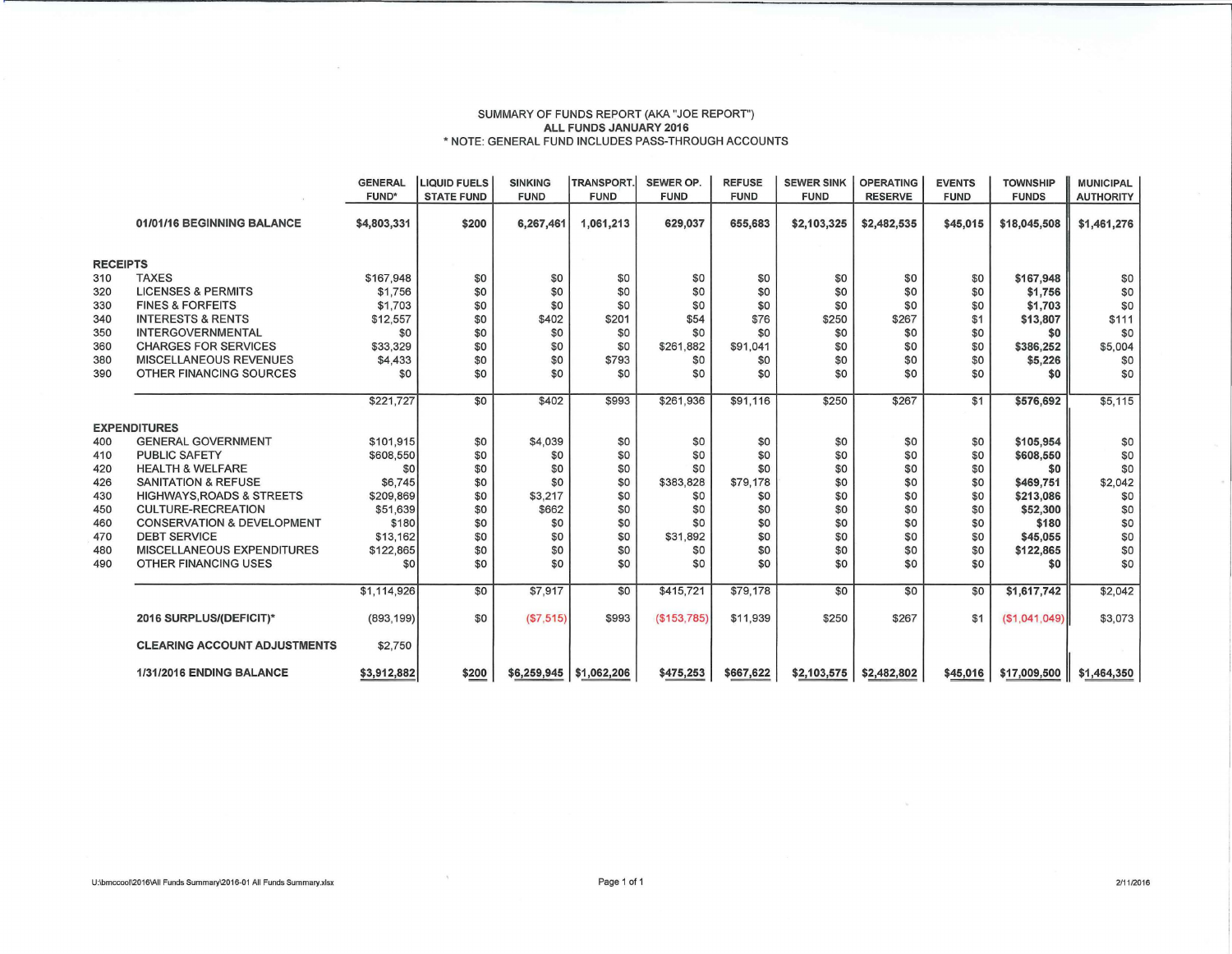SUMMARY OF FUNDS REPORT (AKA "JOE REPORT")
**ALL FUNDS JANUARY 2016**
* NOTE: GENERAL FUND INCLUDES PASS-THROUGH ACCOUNTS

| | | GENERAL FUND* | LIQUID FUELS STATE FUND | SINKING FUND | TRANSPORT. FUND | SEWER OP. FUND | REFUSE FUND | SEWER SINK FUND | OPERATING RESERVE | EVENTS FUND | TOWNSHIP FUNDS | MUNICIPAL AUTHORITY |
|---|---|---|---|---|---|---|---|---|---|---|---|---|
| | **01/01/16 BEGINNING BALANCE** | **$4,803,331** | **$200** | **6,267,461** | **1,061,213** | **629,037** | **655,683** | **$2,103,325** | **$2,482,535** | **$45,015** | **$18,045,508** | **$1,461,276** |
| **RECEIPTS** | | | | | | | | | | | | |
| 310 | TAXES | $167,948 | $0 | $0 | $0 | $0 | $0 | $0 | $0 | $0 | **$167,948** | $0 |
| 320 | LICENSES & PERMITS | $1,756 | $0 | $0 | $0 | $0 | $0 | $0 | $0 | $0 | **$1,756** | $0 |
| 330 | FINES & FORFEITS | $1,703 | $0 | $0 | $0 | $0 | $0 | $0 | $0 | $0 | **$1,703** | $0 |
| 340 | INTERESTS & RENTS | $12,557 | $0 | $402 | $201 | $54 | $76 | $250 | $267 | $1 | **$13,807** | $111 |
| 350 | INTERGOVERNMENTAL | $0 | $0 | $0 | $0 | $0 | $0 | $0 | $0 | $0 | **$0** | $0 |
| 360 | CHARGES FOR SERVICES | $33,329 | $0 | $0 | $0 | $261,882 | $91,041 | $0 | $0 | $0 | **$386,252** | $5,004 |
| 380 | MISCELLANEOUS REVENUES | $4,433 | $0 | $0 | $793 | $0 | $0 | $0 | $0 | $0 | **$5,226** | $0 |
| 390 | OTHER FINANCING SOURCES | $0 | $0 | $0 | $0 | $0 | $0 | $0 | $0 | $0 | **$0** | $0 |
| | | $221,727 | $0 | $402 | $993 | $261,936 | $91,116 | $250 | $267 | $1 | **$576,692** | $5,115 |
| **EXPENDITURES** | | | | | | | | | | | | |
| 400 | GENERAL GOVERNMENT | $101,915 | $0 | $4,039 | $0 | $0 | $0 | $0 | $0 | $0 | **$105,954** | $0 |
| 410 | PUBLIC SAFETY | $608,550 | $0 | $0 | $0 | $0 | $0 | $0 | $0 | $0 | **$608,550** | $0 |
| 420 | HEALTH & WELFARE | $0 | $0 | $0 | $0 | $0 | $0 | $0 | $0 | $0 | **$0** | $0 |
| 426 | SANITATION & REFUSE | $6,745 | $0 | $0 | $0 | $383,828 | $79,178 | $0 | $0 | $0 | **$469,751** | $2,042 |
| 430 | HIGHWAYS,ROADS & STREETS | $209,869 | $0 | $3,217 | $0 | $0 | $0 | $0 | $0 | $0 | **$213,086** | $0 |
| 450 | CULTURE-RECREATION | $51,639 | $0 | $662 | $0 | $0 | $0 | $0 | $0 | $0 | **$52,300** | $0 |
| 460 | CONSERVATION & DEVELOPMENT | $180 | $0 | $0 | $0 | $0 | $0 | $0 | $0 | $0 | **$180** | $0 |
| 470 | DEBT SERVICE | $13,162 | $0 | $0 | $0 | $31,892 | $0 | $0 | $0 | $0 | **$45,055** | $0 |
| 480 | MISCELLANEOUS EXPENDITURES | $122,865 | $0 | $0 | $0 | $0 | $0 | $0 | $0 | $0 | **$122,865** | $0 |
| 490 | OTHER FINANCING USES | $0 | $0 | $0 | $0 | $0 | $0 | $0 | $0 | $0 | **$0** | $0 |
| | | $1,114,926 | $0 | $7,917 | $0 | $415,721 | $79,178 | $0 | $0 | $0 | **$1,617,742** | $2,042 |
| | **2016 SURPLUS/(DEFICIT)*** | (893,199) | $0 | ($7,515) | $993 | ($153,785) | $11,939 | $250 | $267 | $1 | ($1,041,049) | $3,073 |
| | **CLEARING ACCOUNT ADJUSTMENTS** | $2,750 | | | | | | | | | | |
| | **1/31/2016 ENDING BALANCE** | **$3,912,882** | **$200** | **$6,259,945** | **$1,062,206** | **$475,253** | **$667,622** | **$2,103,575** | **$2,482,802** | **$45,016** | **$17,009,500** | **$1,464,350** |

U:\bmccool\2016\All Funds Summary\2016-01 All Funds Summary.xlsx

2/11/2016